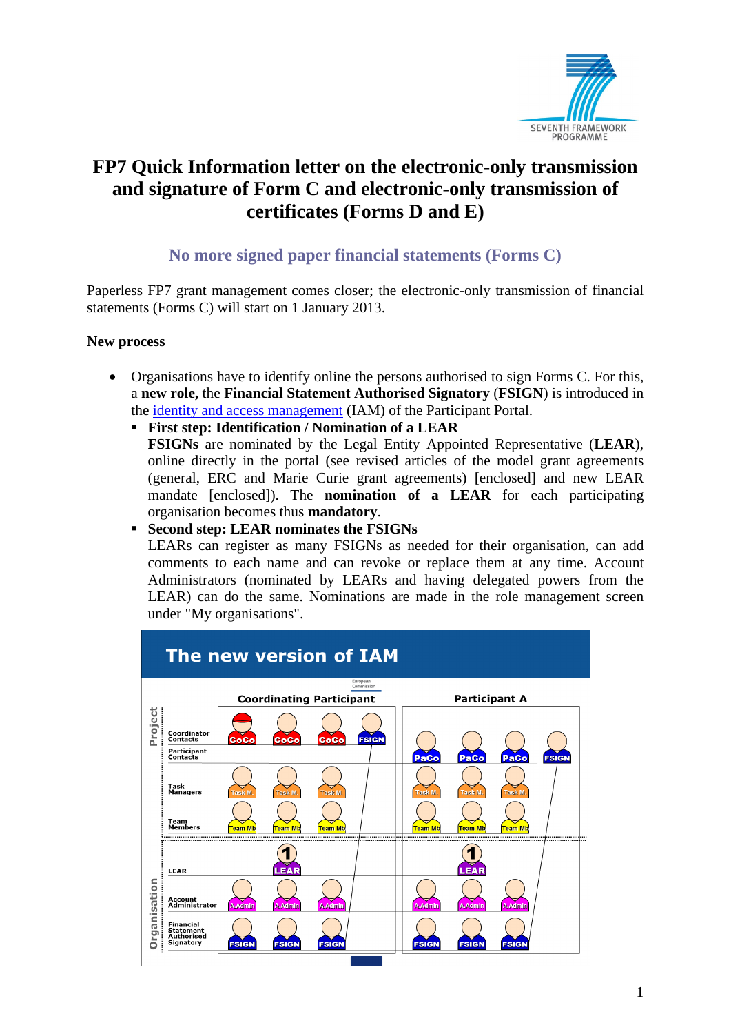# FP7 Quick Information letter on the electronic-only transmission and signature of Form C and electronic-only transmission of certificates (Forms D and E)

## No more signed paper financial statements (Forms C)

Paperless FP7 grant management comes closer; the electronic-only transmission of financial statements (Forms C) will start on 1 January 2013.

**New process**

- Organisations have to identify online the persons authorised to sign Forms C. For this, a **new role,** the **Financial Statement Authorised Signatory** (**FSIGN**) is introduced in the identity and access management (IAM) of the Participant Portal.
  - **First step: Identification / Nomination of a LEAR**
    **FSIGNs** are nominated by the Legal Entity Appointed Representative (**LEAR**), online directly in the portal (see revised articles of the model grant agreements (general, ERC and Marie Curie grant agreements) [enclosed] and new LEAR mandate [enclosed]). The **nomination of a LEAR** for each participating organisation becomes thus **mandatory**.
  - **Second step: LEAR nominates the FSIGNs**
    LEARs can register as many FSIGNs as needed for their organisation, can add comments to each name and can revoke or replace them at any time. Account Administrators (nominated by LEARs and having delegated powers from the LEAR) can do the same. Nominations are made in the role management screen under "My organisations".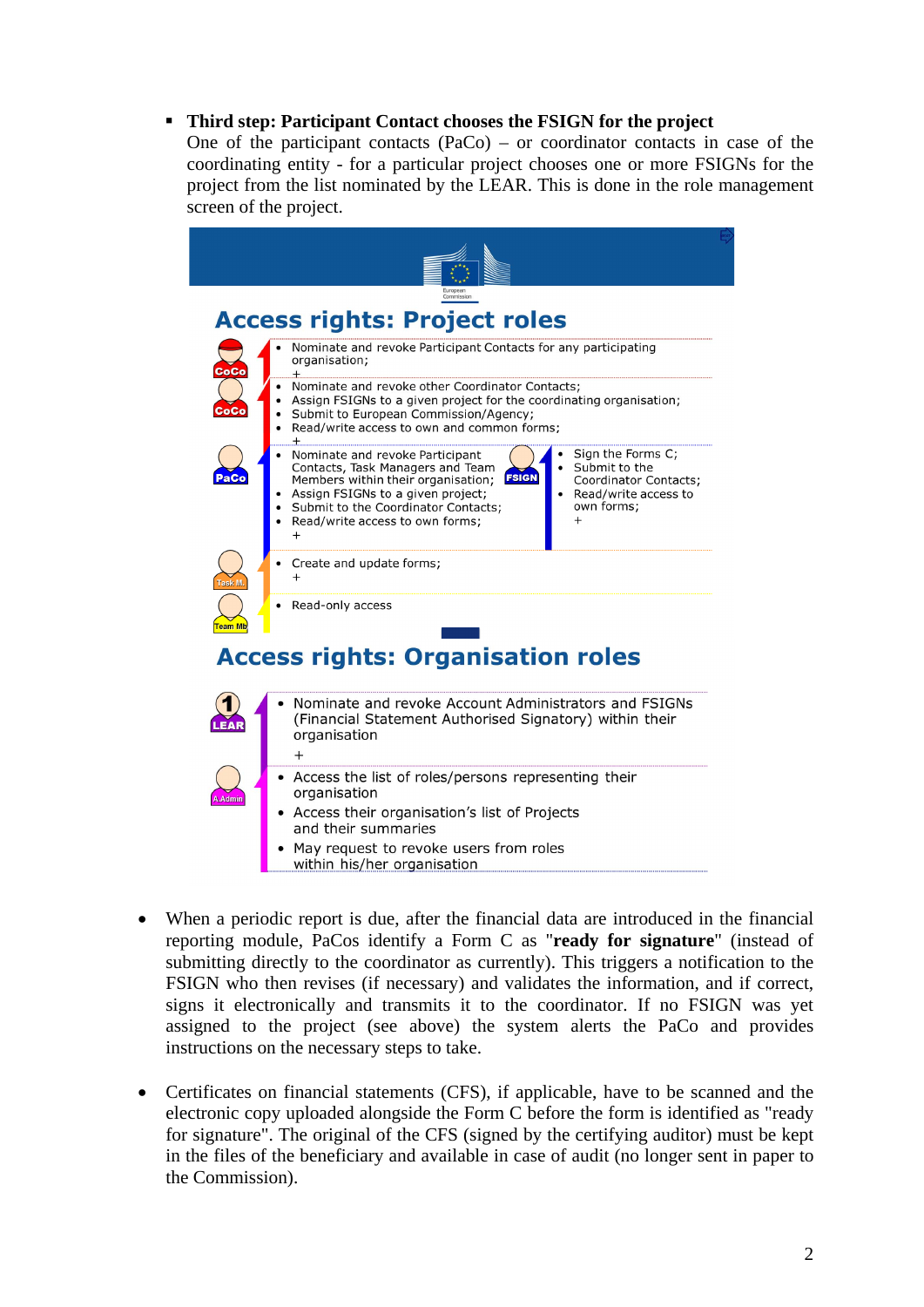- **Third step: Participant Contact chooses the FSIGN for the project**
  One of the participant contacts (PaCo) – or coordinator contacts in case of the coordinating entity - for a particular project chooses one or more FSIGNs for the project from the list nominated by the LEAR. This is done in the role management screen of the project.

## Access rights: Project roles

**CoCo**
- Nominate and revoke Participant Contacts for any participating organisation;
- +

**CoCo**
- Nominate and revoke other Coordinator Contacts;
- Assign FSIGNs to a given project for the coordinating organisation;
- Submit to European Commission/Agency;
- Read/write access to own and common forms;
- +

**PaCo**
- Nominate and revoke Participant Contacts, Task Managers and Team Members within their organisation;
- Assign FSIGNs to a given project;
- Submit to the Coordinator Contacts;
- Read/write access to own forms;
- +

**FSIGN**
- Sign the Forms C;
- Submit to the Coordinator Contacts;
- Read/write access to own forms;
- +

**Task M.**
- Create and update forms;
- +

**Team Mb**
- Read-only access

## Access rights: Organisation roles

**LEAR**
- Nominate and revoke Account Administrators and FSIGNs (Financial Statement Authorised Signatory) within their organisation
- +

**A.Admin**
- Access the list of roles/persons representing their organisation
- Access their organisation's list of Projects and their summaries
- May request to revoke users from roles within his/her organisation

- When a periodic report is due, after the financial data are introduced in the financial reporting module, PaCos identify a Form C as "**ready for signature**" (instead of submitting directly to the coordinator as currently). This triggers a notification to the FSIGN who then revises (if necessary) and validates the information, and if correct, signs it electronically and transmits it to the coordinator. If no FSIGN was yet assigned to the project (see above) the system alerts the PaCo and provides instructions on the necessary steps to take.

- Certificates on financial statements (CFS), if applicable, have to be scanned and the electronic copy uploaded alongside the Form C before the form is identified as "ready for signature". The original of the CFS (signed by the certifying auditor) must be kept in the files of the beneficiary and available in case of audit (no longer sent in paper to the Commission).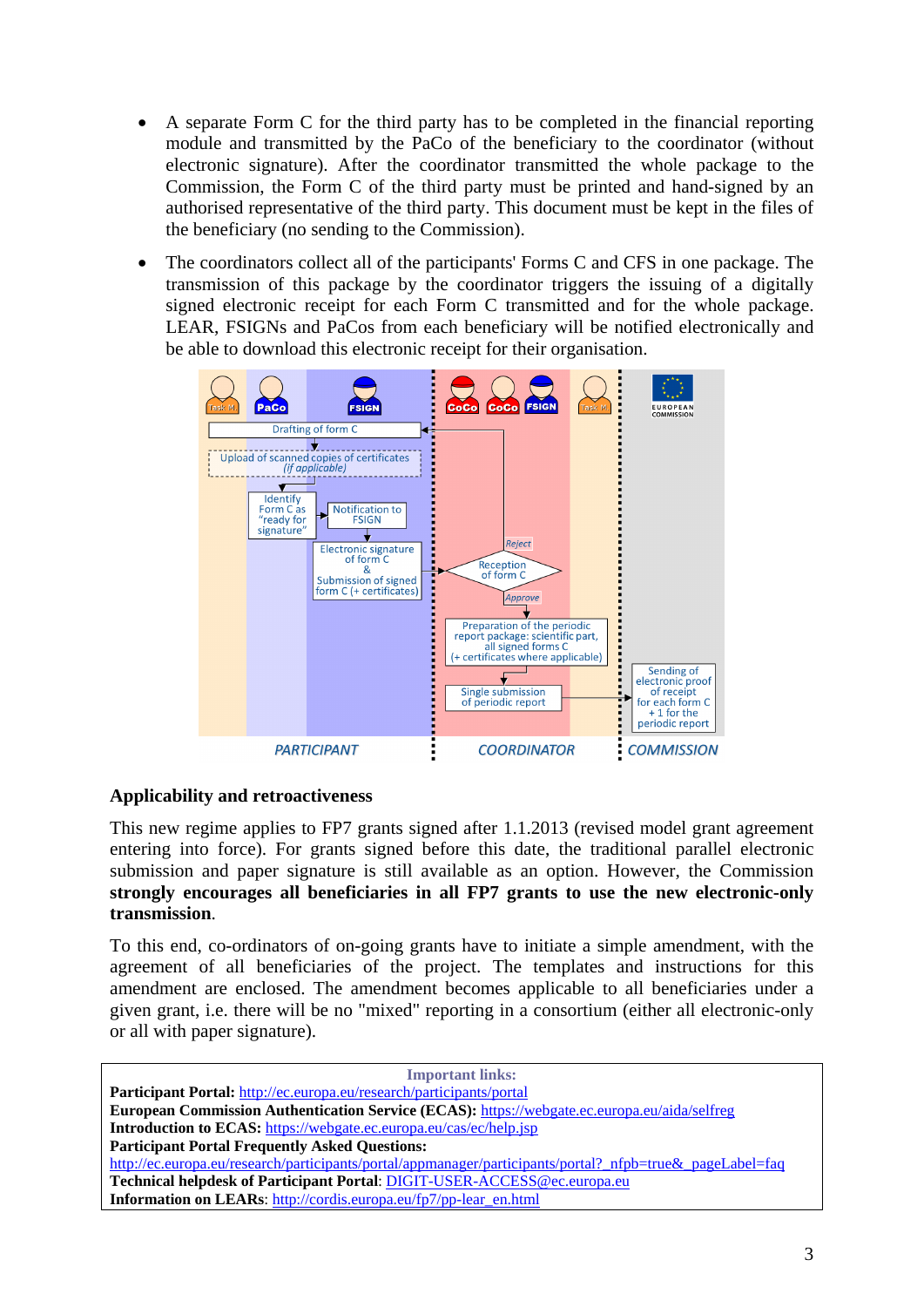- A separate Form C for the third party has to be completed in the financial reporting module and transmitted by the PaCo of the beneficiary to the coordinator (without electronic signature). After the coordinator transmitted the whole package to the Commission, the Form C of the third party must be printed and hand-signed by an authorised representative of the third party. This document must be kept in the files of the beneficiary (no sending to the Commission).
- The coordinators collect all of the participants' Forms C and CFS in one package. The transmission of this package by the coordinator triggers the issuing of a digitally signed electronic receipt for each Form C transmitted and for the whole package. LEAR, FSIGNs and PaCos from each beneficiary will be notified electronically and be able to download this electronic receipt for their organisation.

Task M | PaCo | FSIGN | CoCo | CoCo | FSIGN | Task M | EUROPEAN COMMISSION

Drafting of form C → Upload of scanned copies of certificates (if applicable) → Identify Form C as "ready for signature" → Notification to FSIGN → Electronic signature of form C & Submission of signed form C (+ certificates) → Reception of form C (Reject / Approve) → Preparation of the periodic report package: scientific part, all signed forms C (+ certificates where applicable) → Single submission of periodic report → Sending of electronic proof of receipt for each form C + 1 for the periodic report

PARTICIPANT | COORDINATOR | COMMISSION

**Applicability and retroactiveness**

This new regime applies to FP7 grants signed after 1.1.2013 (revised model grant agreement entering into force). For grants signed before this date, the traditional parallel electronic submission and paper signature is still available as an option. However, the Commission **strongly encourages all beneficiaries in all FP7 grants to use the new electronic-only transmission**.

To this end, co-ordinators of on-going grants have to initiate a simple amendment, with the agreement of all beneficiaries of the project. The templates and instructions for this amendment are enclosed. The amendment becomes applicable to all beneficiaries under a given grant, i.e. there will be no "mixed" reporting in a consortium (either all electronic-only or all with paper signature).

**Important links:**

**Participant Portal:** http://ec.europa.eu/research/participants/portal
**European Commission Authentication Service (ECAS):** https://webgate.ec.europa.eu/aida/selfreg
**Introduction to ECAS:** https://webgate.ec.europa.eu/cas/ec/help.jsp
**Participant Portal Frequently Asked Questions:**
http://ec.europa.eu/research/participants/portal/appmanager/participants/portal?_nfpb=true&_pageLabel=faq
**Technical helpdesk of Participant Portal**: DIGIT-USER-ACCESS@ec.europa.eu
**Information on LEARs**: http://cordis.europa.eu/fp7/pp-lear_en.html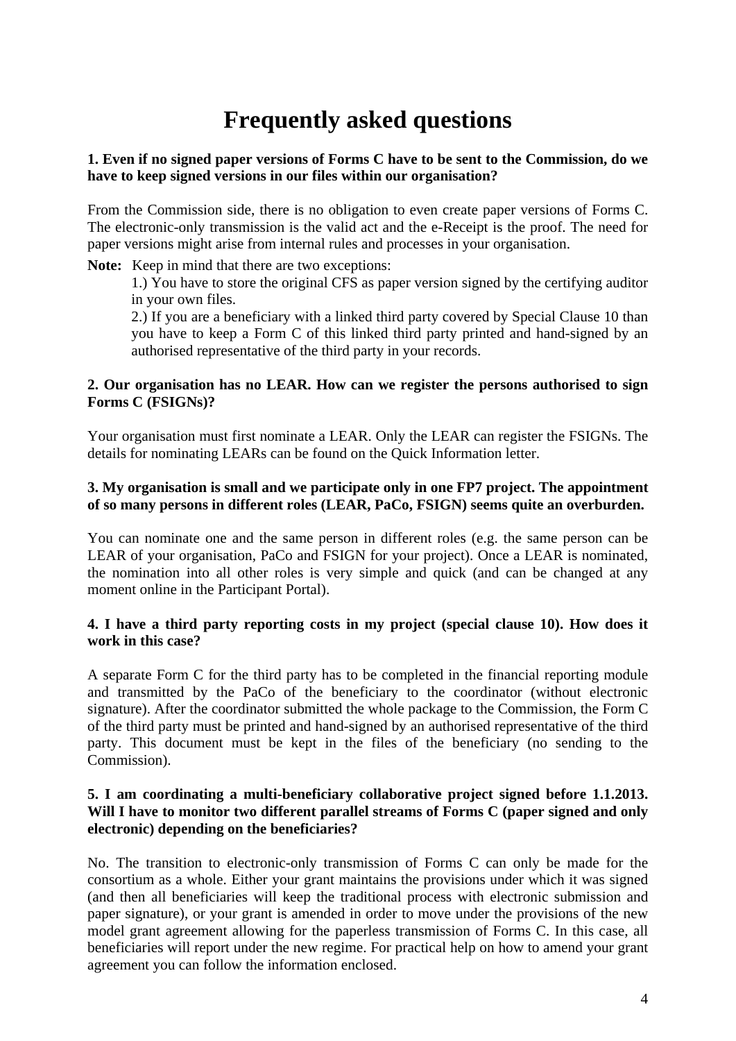# Frequently asked questions

**1. Even if no signed paper versions of Forms C have to be sent to the Commission, do we have to keep signed versions in our files within our organisation?**

From the Commission side, there is no obligation to even create paper versions of Forms C. The electronic-only transmission is the valid act and the e-Receipt is the proof. The need for paper versions might arise from internal rules and processes in your organisation.

**Note:** Keep in mind that there are two exceptions:

1.) You have to store the original CFS as paper version signed by the certifying auditor in your own files.

2.) If you are a beneficiary with a linked third party covered by Special Clause 10 than you have to keep a Form C of this linked third party printed and hand-signed by an authorised representative of the third party in your records.

**2. Our organisation has no LEAR. How can we register the persons authorised to sign Forms C (FSIGNs)?**

Your organisation must first nominate a LEAR. Only the LEAR can register the FSIGNs. The details for nominating LEARs can be found on the Quick Information letter.

**3. My organisation is small and we participate only in one FP7 project. The appointment of so many persons in different roles (LEAR, PaCo, FSIGN) seems quite an overburden.**

You can nominate one and the same person in different roles (e.g. the same person can be LEAR of your organisation, PaCo and FSIGN for your project). Once a LEAR is nominated, the nomination into all other roles is very simple and quick (and can be changed at any moment online in the Participant Portal).

**4. I have a third party reporting costs in my project (special clause 10). How does it work in this case?**

A separate Form C for the third party has to be completed in the financial reporting module and transmitted by the PaCo of the beneficiary to the coordinator (without electronic signature). After the coordinator submitted the whole package to the Commission, the Form C of the third party must be printed and hand-signed by an authorised representative of the third party. This document must be kept in the files of the beneficiary (no sending to the Commission).

**5. I am coordinating a multi-beneficiary collaborative project signed before 1.1.2013. Will I have to monitor two different parallel streams of Forms C (paper signed and only electronic) depending on the beneficiaries?**

No. The transition to electronic-only transmission of Forms C can only be made for the consortium as a whole. Either your grant maintains the provisions under which it was signed (and then all beneficiaries will keep the traditional process with electronic submission and paper signature), or your grant is amended in order to move under the provisions of the new model grant agreement allowing for the paperless transmission of Forms C. In this case, all beneficiaries will report under the new regime. For practical help on how to amend your grant agreement you can follow the information enclosed.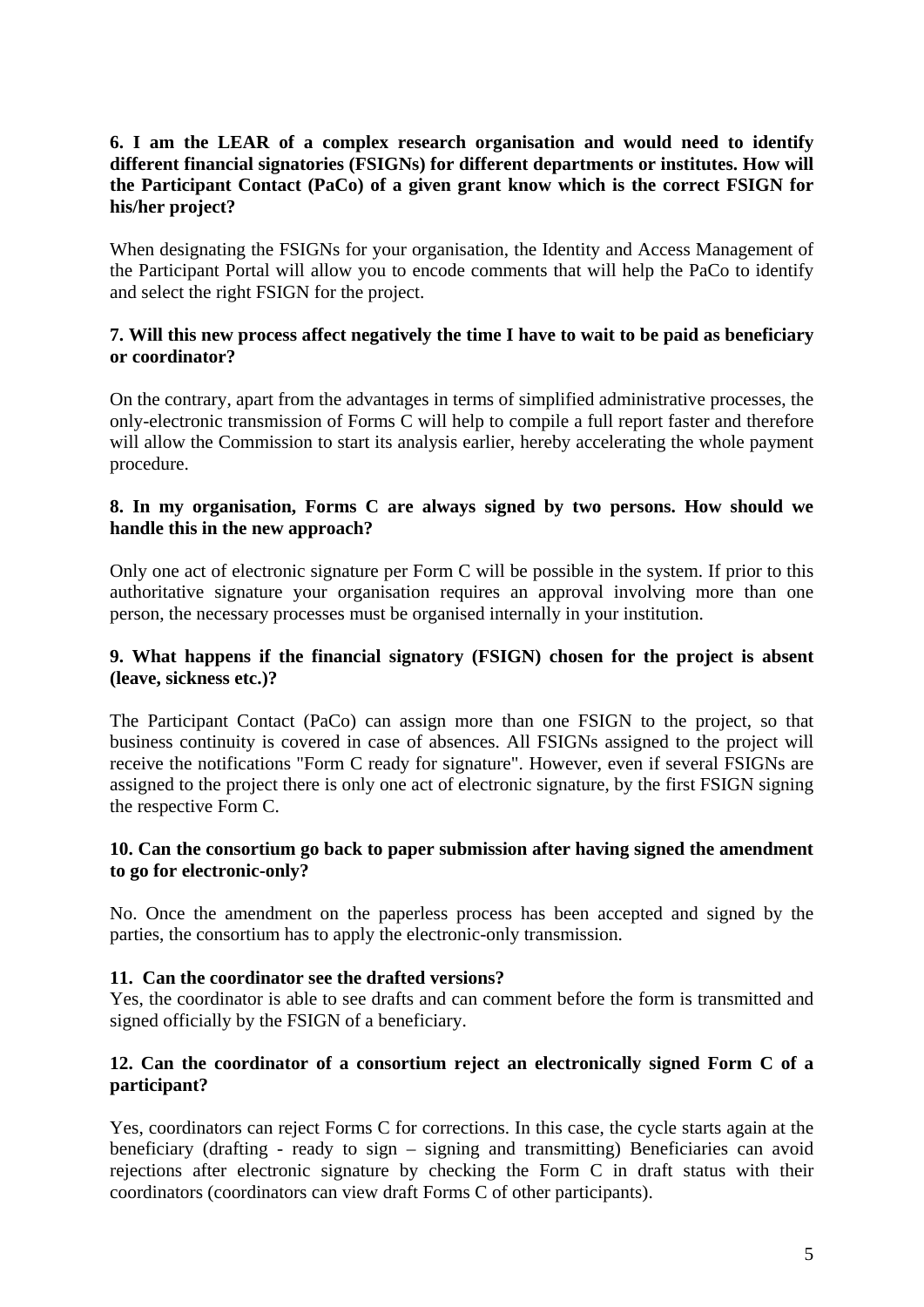**6. I am the LEAR of a complex research organisation and would need to identify different financial signatories (FSIGNs) for different departments or institutes. How will the Participant Contact (PaCo) of a given grant know which is the correct FSIGN for his/her project?**

When designating the FSIGNs for your organisation, the Identity and Access Management of the Participant Portal will allow you to encode comments that will help the PaCo to identify and select the right FSIGN for the project.

**7. Will this new process affect negatively the time I have to wait to be paid as beneficiary or coordinator?**

On the contrary, apart from the advantages in terms of simplified administrative processes, the only-electronic transmission of Forms C will help to compile a full report faster and therefore will allow the Commission to start its analysis earlier, hereby accelerating the whole payment procedure.

**8. In my organisation, Forms C are always signed by two persons. How should we handle this in the new approach?**

Only one act of electronic signature per Form C will be possible in the system. If prior to this authoritative signature your organisation requires an approval involving more than one person, the necessary processes must be organised internally in your institution.

**9. What happens if the financial signatory (FSIGN) chosen for the project is absent (leave, sickness etc.)?**

The Participant Contact (PaCo) can assign more than one FSIGN to the project, so that business continuity is covered in case of absences. All FSIGNs assigned to the project will receive the notifications "Form C ready for signature". However, even if several FSIGNs are assigned to the project there is only one act of electronic signature, by the first FSIGN signing the respective Form C.

**10. Can the consortium go back to paper submission after having signed the amendment to go for electronic-only?**

No. Once the amendment on the paperless process has been accepted and signed by the parties, the consortium has to apply the electronic-only transmission.

**11. Can the coordinator see the drafted versions?**

Yes, the coordinator is able to see drafts and can comment before the form is transmitted and signed officially by the FSIGN of a beneficiary.

**12. Can the coordinator of a consortium reject an electronically signed Form C of a participant?**

Yes, coordinators can reject Forms C for corrections. In this case, the cycle starts again at the beneficiary (drafting - ready to sign – signing and transmitting) Beneficiaries can avoid rejections after electronic signature by checking the Form C in draft status with their coordinators (coordinators can view draft Forms C of other participants).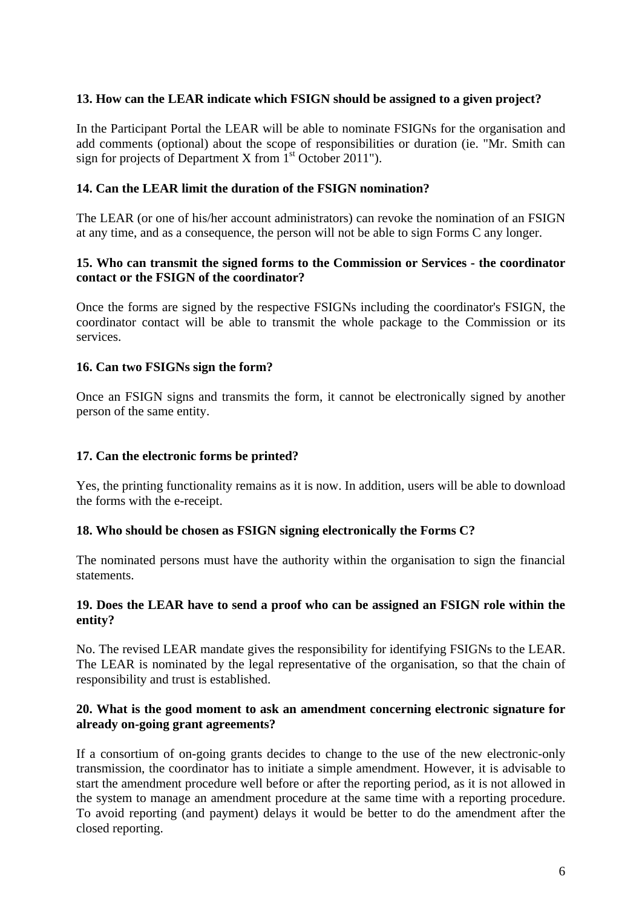**13. How can the LEAR indicate which FSIGN should be assigned to a given project?**

In the Participant Portal the LEAR will be able to nominate FSIGNs for the organisation and add comments (optional) about the scope of responsibilities or duration (ie. "Mr. Smith can sign for projects of Department X from 1st October 2011").

**14. Can the LEAR limit the duration of the FSIGN nomination?**

The LEAR (or one of his/her account administrators) can revoke the nomination of an FSIGN at any time, and as a consequence, the person will not be able to sign Forms C any longer.

**15. Who can transmit the signed forms to the Commission or Services - the coordinator contact or the FSIGN of the coordinator?**

Once the forms are signed by the respective FSIGNs including the coordinator's FSIGN, the coordinator contact will be able to transmit the whole package to the Commission or its services.

**16. Can two FSIGNs sign the form?**

Once an FSIGN signs and transmits the form, it cannot be electronically signed by another person of the same entity.

**17. Can the electronic forms be printed?**

Yes, the printing functionality remains as it is now. In addition, users will be able to download the forms with the e-receipt.

**18. Who should be chosen as FSIGN signing electronically the Forms C?**

The nominated persons must have the authority within the organisation to sign the financial statements.

**19. Does the LEAR have to send a proof who can be assigned an FSIGN role within the entity?**

No. The revised LEAR mandate gives the responsibility for identifying FSIGNs to the LEAR. The LEAR is nominated by the legal representative of the organisation, so that the chain of responsibility and trust is established.

**20. What is the good moment to ask an amendment concerning electronic signature for already on-going grant agreements?**

If a consortium of on-going grants decides to change to the use of the new electronic-only transmission, the coordinator has to initiate a simple amendment. However, it is advisable to start the amendment procedure well before or after the reporting period, as it is not allowed in the system to manage an amendment procedure at the same time with a reporting procedure. To avoid reporting (and payment) delays it would be better to do the amendment after the closed reporting.